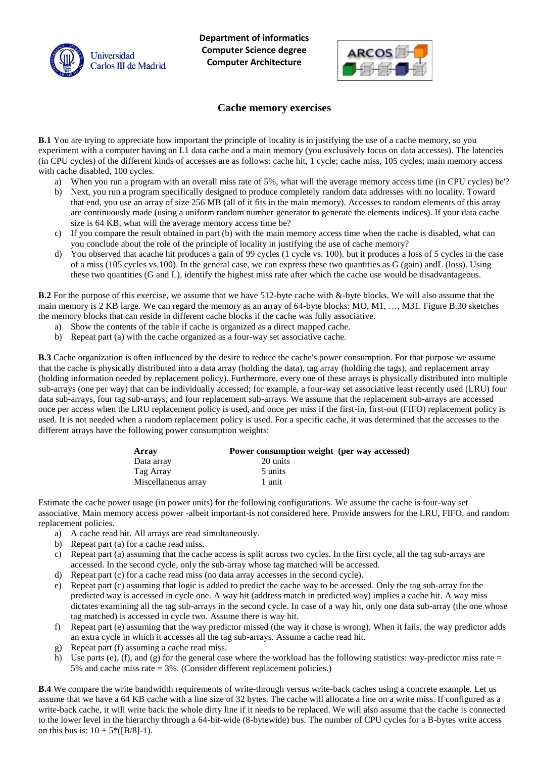Department of informatics
Computer Science degree
Computer Architecture

# Cache memory exercises

**B.1** You are trying to appreciate how important the principle of locality is in justifying the use of a cache memory, so you experiment with a computer having an L1 data cache and a main memory (you exclusively focus on data accesses). The latencies (in CPU cycles) of the different kinds of accesses are as follows: cache hit, 1 cycle; cache miss, 105 cycles; main memory access with cache disabled, 100 cycles.

a) When you run a program with an overall miss rate of 5%, what will the average memory access time (in CPU cycles) be'?

b) Next, you run a program specifically designed to produce completely random data addresses with no locality. Toward that end, you use an array of size 256 MB (all of it fits in the main memory). Accesses to random elements of this array are continuously made (using a uniform random number generator to generate the elements indices). If your data cache size is 64 KB, what will the average memory access time be?

c) If you compare the result obtained in part (b) with the main memory access time when the cache is disabled, what can you conclude about the role of the principle of locality in justifying the use of cache memory?

d) You observed that acache hit produces a gain of 99 cycles (1 cycle vs. 100). but it produces a loss of 5 cycles in the case of a miss (105 cycles vs.100). In the general case, we can express these two quantities as G (gain) andL (loss). Using these two quantities (G and L), identify the highest miss rate after which the cache use would be disadvantageous.

**B.2** For the purpose of this exercise, we assume that we have 512-byte cache with &-byte blocks. We will also assume that the main memory is 2 KB large. We can regard the memory as an array of 64-byte blocks: MO, M1, …, M31. Figure B.30 sketches the memory blocks that can reside in different cache blocks if the cache was fully associative.

a) Show the contents of the table if cache is organized as a direct mapped cache.

b) Repeat part (a) with the cache organized as a four-way set associative cache.

**B.3** Cache organization is often influenced by the desire to reduce the cache's power consumption. For that purpose we assume that the cache is physically distributed into a data array (holding the data), tag array (holding the tags), and replacement array (holding information needed by replacement policy). Furthermore, every one of these arrays is physically distributed into multiple sub-arrays (one per way) that can be individually accessed; for example, a four-way set associative least recently used (LRU) four data sub-arrays, four tag sub-arrays, and four replacement sub-arrays. We assume that the replacement sub-arrays are accessed once per access when the LRU replacement policy is used, and once per miss if the first-in, first-out (FIFO) replacement policy is used. It is not needed when a random replacement policy is used. For a specific cache, it was determined that the accesses to the different arrays have the following power consumption weights:

| Array | Power consumption weight (per way accessed) |
|---|---|
| Data array | 20 units |
| Tag Array | 5 units |
| Miscellaneous array | 1 unit |

Estimate the cache power usage (in power units) for the following configurations. We assume the cache is four-way set associative. Main memory access power -albeit important-is not considered here. Provide answers for the LRU, FIFO, and random replacement policies.

a) A cache read hit. All arrays are read simultaneously.

b) Repeat part (a) for a cache read miss.

c) Repeat part (a) assuming that the cache access is split across two cycles. In the first cycle, all the tag sub-arrays are accessed. In the second cycle, only the sub-array whose tag matched will be accessed.

d) Repeat part (c) for a cache read miss (no data array accesses in the second cycle).

e) Repeat part (c) assuming that logic is added to predict the cache way to be accessed. Only the tag sub-array for the predicted way is accessed in cycle one. A way hit (address match in predicted way) implies a cache hit. A way miss dictates examining all the tag sub-arrays in the second cycle. In case of a way hit, only one data sub-array (the one whose tag matched) is accessed in cycle two. Assume there is way hit.

f) Repeat part (e) assuming that the way predictor missed (the way it chose is wrong). When it fails, the way predictor adds an extra cycle in which it accesses all the tag sub-arrays. Assume a cache read hit.

g) Repeat part (f) assuming a cache read miss.

h) Use parts (e), (f), and (g) for the general case where the workload has the following statistics: way-predictor miss rate = 5% and cache miss rate = 3%. (Consider different replacement policies.)

**B.4** We compare the write bandwidth requirements of write-through versus write-back caches using a concrete example. Let us assume that we have a 64 KB cache with a line size of 32 bytes. The cache will allocate a line on a write miss. If configured as a write-back cache, it will write back the whole dirty line if it needs to be replaced. We will also assume that the cache is connected to the lower level in the hierarchy through a 64-bit-wide (8-bytewide) bus. The number of CPU cycles for a B-bytes write access on this bus is: 10 + 5*([B/8]-1).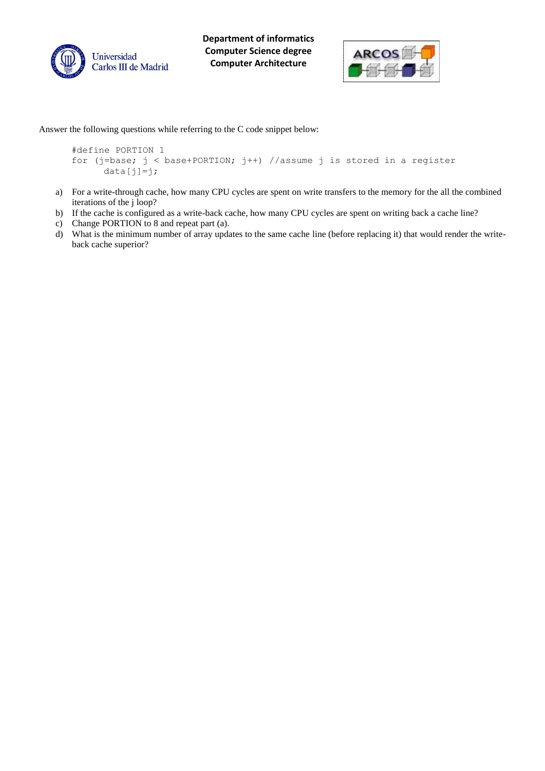Answer the following questions while referring to the C code snippet below:

```
#define PORTION 1
for (j=base; j < base+PORTION; j++) //assume j is stored in a register
      data[j]=j;
```

a) For a write-through cache, how many CPU cycles are spent on write transfers to the memory for the all the combined iterations of the j loop?
b) If the cache is configured as a write-back cache, how many CPU cycles are spent on writing back a cache line?
c) Change PORTION to 8 and repeat part (a).
d) What is the minimum number of array updates to the same cache line (before replacing it) that would render the write-back cache superior?